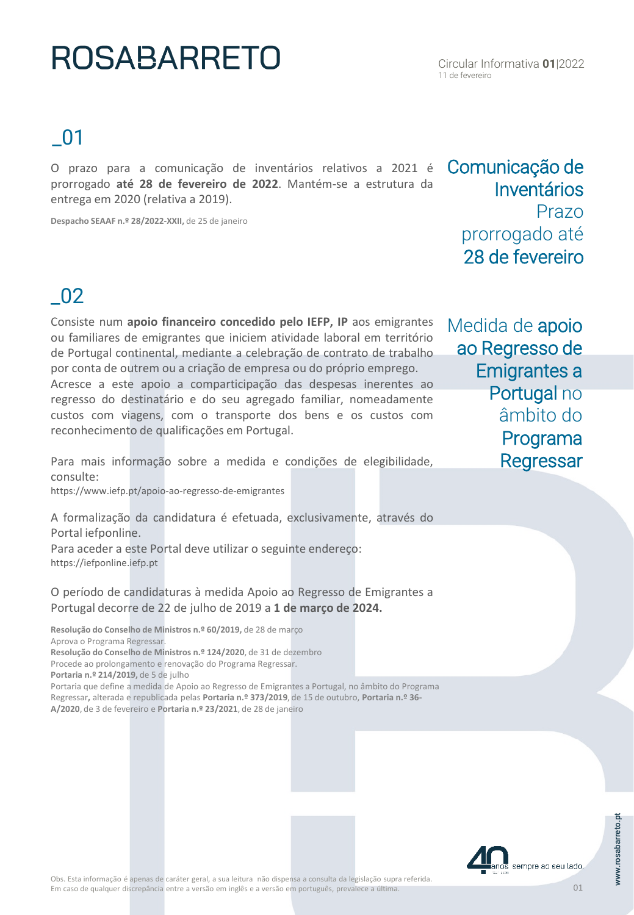# ROSABARRETO

Circular Informativa **01**|2022
11 de fevereiro

## _01

### Comunicação de Inventários Prazo prorrogado até 28 de fevereiro

O prazo para a comunicação de inventários relativos a 2021 é prorrogado **até 28 de fevereiro de 2022**. Mantém-se a estrutura da entrega em 2020 (relativa a 2019).

**Despacho SEAAF n.º 28/2022-XXII,** de 25 de janeiro

## _02

### Medida de apoio ao Regresso de Emigrantes a Portugal no âmbito do Programa Regressar

Consiste num **apoio financeiro concedido pelo IEFP, IP** aos emigrantes ou familiares de emigrantes que iniciem atividade laboral em território de Portugal continental, mediante a celebração de contrato de trabalho por conta de outrem ou a criação de empresa ou do próprio emprego.
Acresce a este apoio a comparticipação das despesas inerentes ao regresso do destinatário e do seu agregado familiar, nomeadamente custos com viagens, com o transporte dos bens e os custos com reconhecimento de qualificações em Portugal.

Para mais informação sobre a medida e condições de elegibilidade, consulte:
https://www.iefp.pt/apoio-ao-regresso-de-emigrantes

A formalização da candidatura é efetuada, exclusivamente, através do Portal iefponline.
Para aceder a este Portal deve utilizar o seguinte endereço:
https://iefponline.iefp.pt

O período de candidaturas à medida Apoio ao Regresso de Emigrantes a Portugal decorre de 22 de julho de 2019 a **1 de março de 2024.**

**Resolução do Conselho de Ministros n.º 60/2019,** de 28 de março
Aprova o Programa Regressar.
**Resolução do Conselho de Ministros n.º 124/2020**, de 31 de dezembro
Procede ao prolongamento e renovação do Programa Regressar.
**Portaria n.º 214/2019,** de 5 de julho
Portaria que define a medida de Apoio ao Regresso de Emigrantes a Portugal, no âmbito do Programa Regressar**,** alterada e republicada pelas **Portaria n.º 373/2019**, de 15 de outubro, **Portaria n.º 36-A/2020**, de 3 de fevereiro e **Portaria n.º 23/2021**, de 28 de janeiro

Obs. Esta informação é apenas de caráter geral, a sua leitura não dispensa a consulta da legislação supra referida.
Em caso de qualquer discrepância entre a versão em inglês e a versão em português, prevalece a última.

40 anos sempre ao seu lado.

www.rosabarreto.pt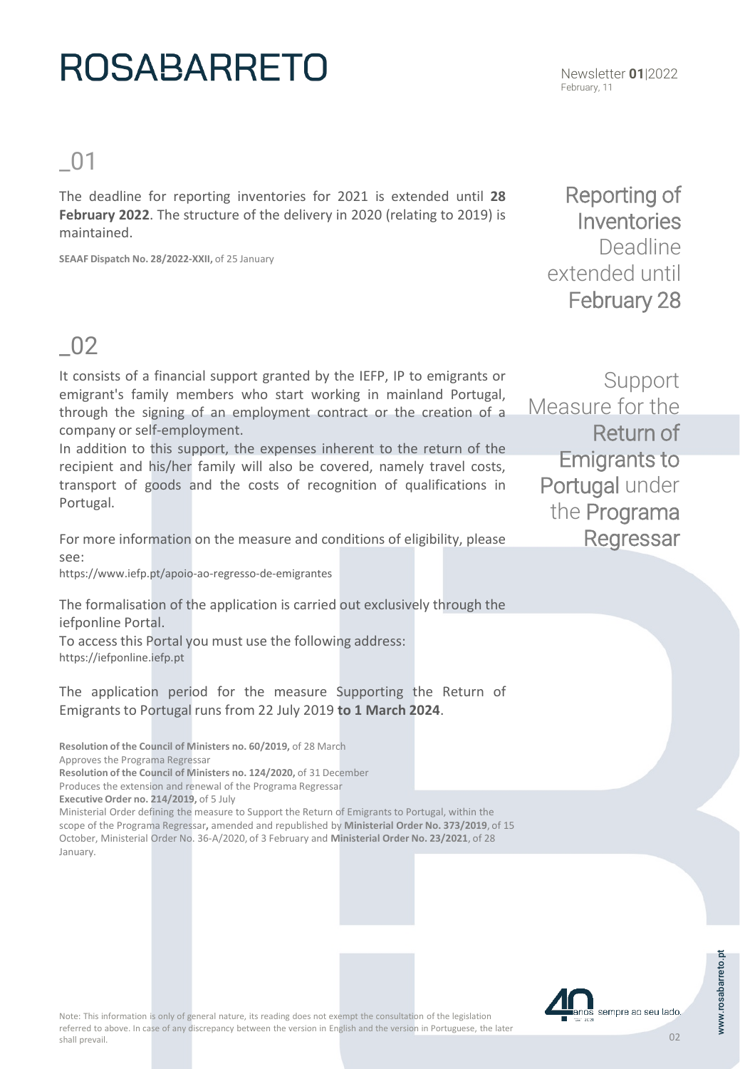# ROSABARRETO

Newsletter **01**|2022
February, 11

## _01

### Reporting of Inventories Deadline extended until February 28

The deadline for reporting inventories for 2021 is extended until **28 February 2022**. The structure of the delivery in 2020 (relating to 2019) is maintained.

**SEAAF Dispatch No. 28/2022-XXII,** of 25 January

## _02

### Support Measure for the Return of Emigrants to Portugal under the Programa Regressar

It consists of a financial support granted by the IEFP, IP to emigrants or emigrant's family members who start working in mainland Portugal, through the signing of an employment contract or the creation of a company or self-employment.

In addition to this support, the expenses inherent to the return of the recipient and his/her family will also be covered, namely travel costs, transport of goods and the costs of recognition of qualifications in Portugal.

For more information on the measure and conditions of eligibility, please see:
https://www.iefp.pt/apoio-ao-regresso-de-emigrantes

The formalisation of the application is carried out exclusively through the iefponline Portal.
To access this Portal you must use the following address:
https://iefponline.iefp.pt

The application period for the measure Supporting the Return of Emigrants to Portugal runs from 22 July 2019 **to 1 March 2024**.

**Resolution of the Council of Ministers no. 60/2019,** of 28 March
Approves the Programa Regressar
**Resolution of the Council of Ministers no. 124/2020,** of 31 December
Produces the extension and renewal of the Programa Regressar
**Executive Order no. 214/2019,** of 5 July
Ministerial Order defining the measure to Support the Return of Emigrants to Portugal, within the scope of the Programa Regressar, amended and republished by **Ministerial Order No. 373/2019**, of 15 October, Ministerial Order No. 36-A/2020, of 3 February and **Ministerial Order No. 23/2021**, of 28 January.

Note: This information is only of general nature, its reading does not exempt the consultation of the legislation referred to above. In case of any discrepancy between the version in English and the version in Portuguese, the later shall prevail.

40 anos sempre ao seu lado.

www.rosabarreto.pt